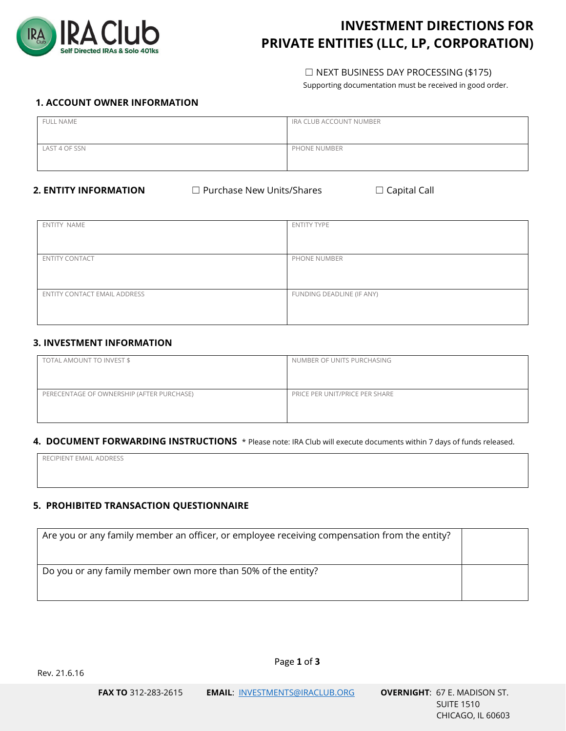# INVESTMENT DIRECTIONS FOR PRIVATE ENTITIES (LLC, LP, CORPORATION)

IRA Club
Self Directed IRAs & Solo 401ks

☐ NEXT BUSINESS DAY PROCESSING ($175)

Supporting documentation must be received in good order.

## 1. ACCOUNT OWNER INFORMATION

| FULL NAME | IRA CLUB ACCOUNT NUMBER |
|---|---|
| LAST 4 OF SSN | PHONE NUMBER |

## 2. ENTITY INFORMATION

☐ Purchase New Units/Shares ☐ Capital Call

| ENTITY NAME | ENTITY TYPE |
|---|---|
| ENTITY CONTACT | PHONE NUMBER |
| ENTITY CONTACT EMAIL ADDRESS | FUNDING DEADLINE (IF ANY) |

## 3. INVESTMENT INFORMATION

| TOTAL AMOUNT TO INVEST $ | NUMBER OF UNITS PURCHASING |
|---|---|
| PERECENTAGE OF OWNERSHIP (AFTER PURCHASE) | PRICE PER UNIT/PRICE PER SHARE |

## 4. DOCUMENT FORWARDING INSTRUCTIONS

* Please note: IRA Club will execute documents within 7 days of funds released.

| RECIPIENT EMAIL ADDRESS |
|---|

## 5. PROHIBITED TRANSACTION QUESTIONNAIRE

| | |
|---|---|
| Are you or any family member an officer, or employee receiving compensation from the entity? | |
| Do you or any family member own more than 50% of the entity? | |

Rev. 21.6.16

**FAX TO** 312-283-2615 **EMAIL**: INVESTMENTS@IRACLUB.ORG **OVERNIGHT**: 67 E. MADISON ST. SUITE 1510 CHICAGO, IL 60603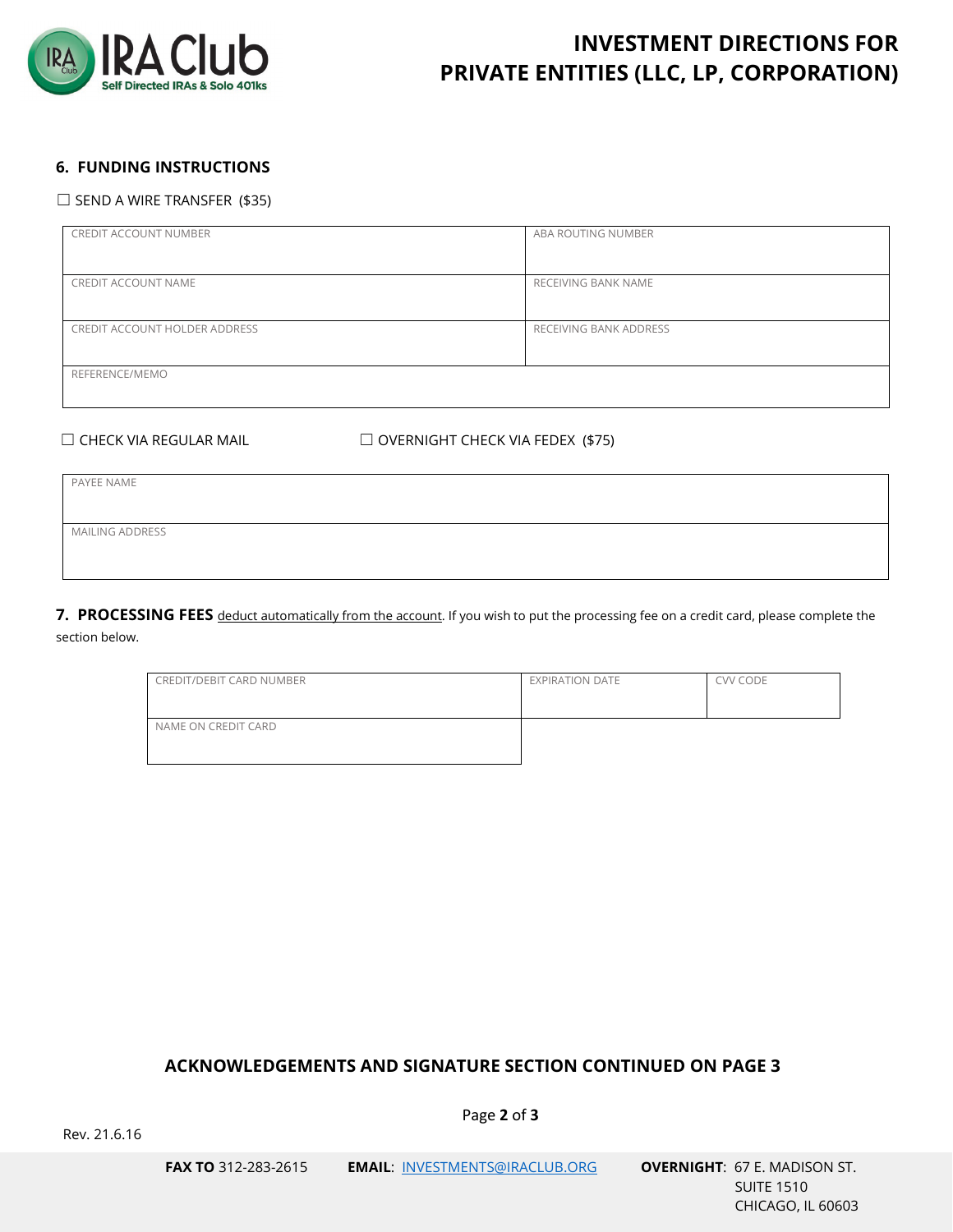# INVESTMENT DIRECTIONS FOR PRIVATE ENTITIES (LLC, LP, CORPORATION)

## 6. FUNDING INSTRUCTIONS

☐ SEND A WIRE TRANSFER ($35)

| CREDIT ACCOUNT NUMBER | ABA ROUTING NUMBER |
| --- | --- |
| CREDIT ACCOUNT NAME | RECEIVING BANK NAME |
| CREDIT ACCOUNT HOLDER ADDRESS | RECEIVING BANK ADDRESS |
| REFERENCE/MEMO | |

☐ CHECK VIA REGULAR MAIL ☐ OVERNIGHT CHECK VIA FEDEX ($75)

| PAYEE NAME |
| --- |
| MAILING ADDRESS |

**7. PROCESSING FEES** deduct automatically from the account. If you wish to put the processing fee on a credit card, please complete the section below.

| CREDIT/DEBIT CARD NUMBER | EXPIRATION DATE | CVV CODE |
| --- | --- | --- |
| NAME ON CREDIT CARD | | |

**ACKNOWLEDGEMENTS AND SIGNATURE SECTION CONTINUED ON PAGE 3**

Rev. 21.6.16

**FAX TO** 312-283-2615 **EMAIL**: INVESTMENTS@IRACLUB.ORG **OVERNIGHT**: 67 E. MADISON ST. SUITE 1510 CHICAGO, IL 60603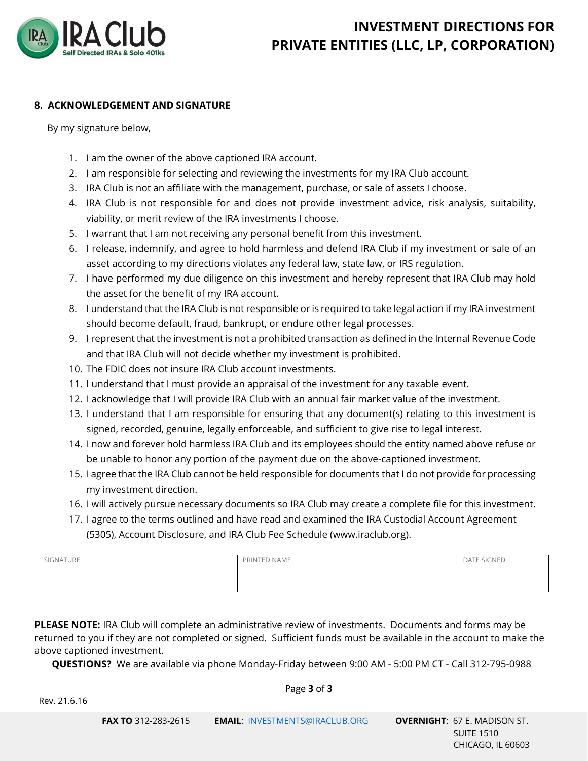# INVESTMENT DIRECTIONS FOR PRIVATE ENTITIES (LLC, LP, CORPORATION)

## 8. ACKNOWLEDGEMENT AND SIGNATURE

By my signature below,

1. I am the owner of the above captioned IRA account.
2. I am responsible for selecting and reviewing the investments for my IRA Club account.
3. IRA Club is not an affiliate with the management, purchase, or sale of assets I choose.
4. IRA Club is not responsible for and does not provide investment advice, risk analysis, suitability, viability, or merit review of the IRA investments I choose.
5. I warrant that I am not receiving any personal benefit from this investment.
6. I release, indemnify, and agree to hold harmless and defend IRA Club if my investment or sale of an asset according to my directions violates any federal law, state law, or IRS regulation.
7. I have performed my due diligence on this investment and hereby represent that IRA Club may hold the asset for the benefit of my IRA account.
8. I understand that the IRA Club is not responsible or is required to take legal action if my IRA investment should become default, fraud, bankrupt, or endure other legal processes.
9. I represent that the investment is not a prohibited transaction as defined in the Internal Revenue Code and that IRA Club will not decide whether my investment is prohibited.
10. The FDIC does not insure IRA Club account investments.
11. I understand that I must provide an appraisal of the investment for any taxable event.
12. I acknowledge that I will provide IRA Club with an annual fair market value of the investment.
13. I understand that I am responsible for ensuring that any document(s) relating to this investment is signed, recorded, genuine, legally enforceable, and sufficient to give rise to legal interest.
14. I now and forever hold harmless IRA Club and its employees should the entity named above refuse or be unable to honor any portion of the payment due on the above-captioned investment.
15. I agree that the IRA Club cannot be held responsible for documents that I do not provide for processing my investment direction.
16. I will actively pursue necessary documents so IRA Club may create a complete file for this investment.
17. I agree to the terms outlined and have read and examined the IRA Custodial Account Agreement (5305), Account Disclosure, and IRA Club Fee Schedule (www.iraclub.org).

| SIGNATURE | PRINTED NAME | DATE SIGNED |
|---|---|---|
| | | |

**PLEASE NOTE:** IRA Club will complete an administrative review of investments. Documents and forms may be returned to you if they are not completed or signed. Sufficient funds must be available in the account to make the above captioned investment.

**QUESTIONS?** We are available via phone Monday-Friday between 9:00 AM - 5:00 PM CT - Call 312-795-0988

Rev. 21.6.16

**FAX TO** 312-283-2615 **EMAIL**: INVESTMENTS@IRACLUB.ORG **OVERNIGHT**: 67 E. MADISON ST. SUITE 1510 CHICAGO, IL 60603